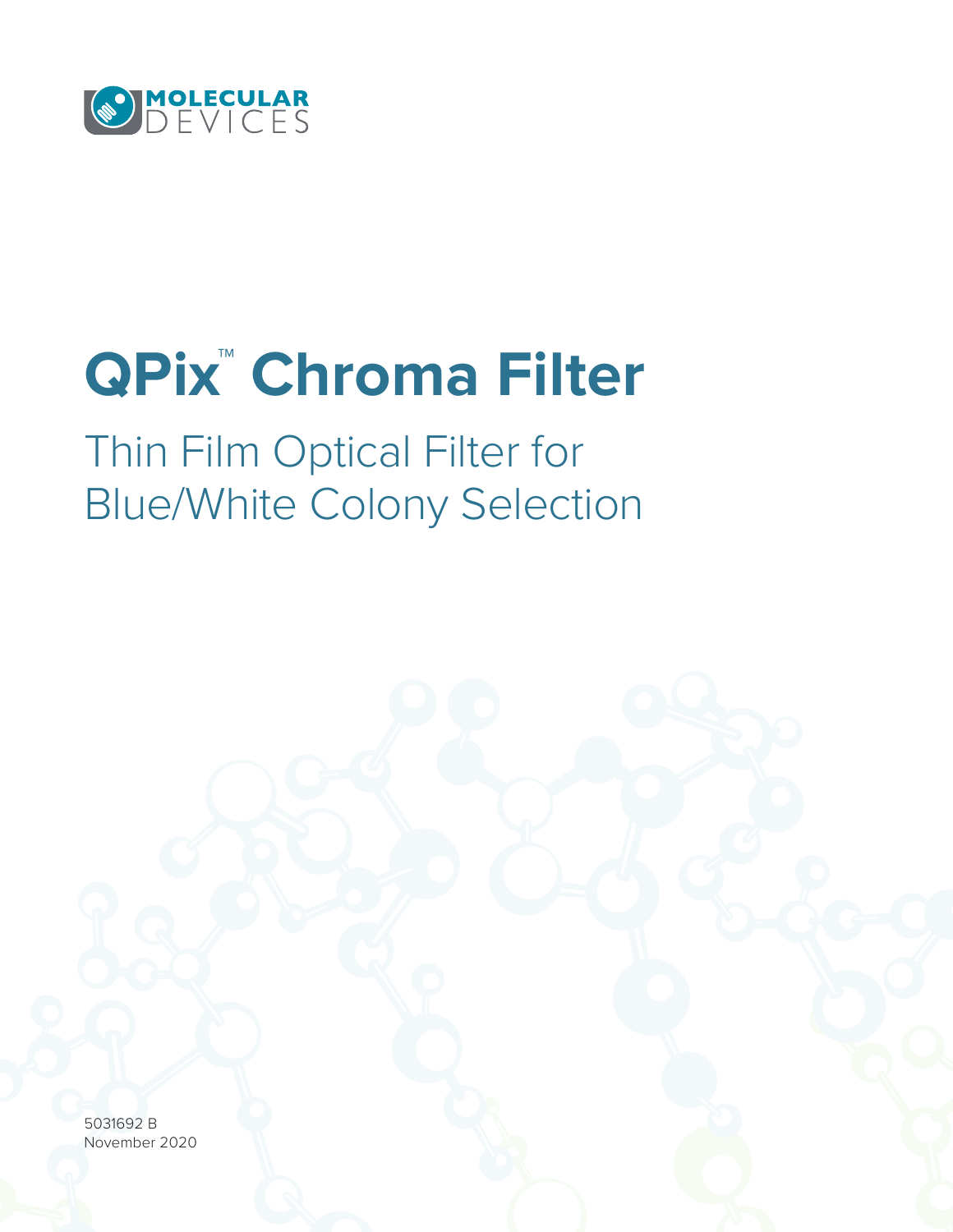MOLECULAR DEVICES

# QPix™ Chroma Filter

## Thin Film Optical Filter for Blue/White Colony Selection

5031692 B
November 2020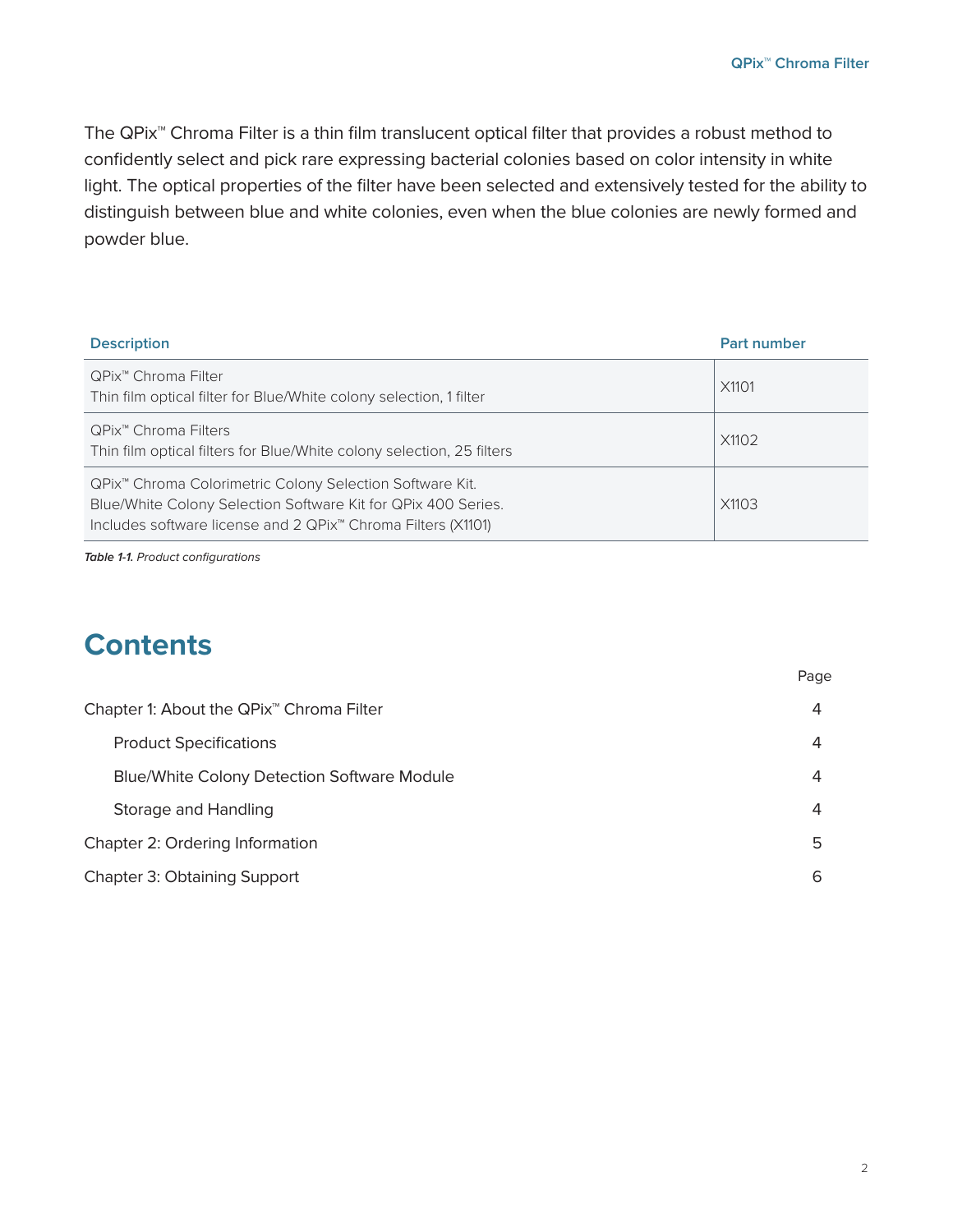The QPix™ Chroma Filter is a thin film translucent optical filter that provides a robust method to confidently select and pick rare expressing bacterial colonies based on color intensity in white light. The optical properties of the filter have been selected and extensively tested for the ability to distinguish between blue and white colonies, even when the blue colonies are newly formed and powder blue.

| Description | Part number |
| --- | --- |
| QPix™ Chroma Filter<br>Thin film optical filter for Blue/White colony selection, 1 filter | X1101 |
| QPix™ Chroma Filters<br>Thin film optical filters for Blue/White colony selection, 25 filters | X1102 |
| QPix™ Chroma Colorimetric Colony Selection Software Kit.<br>Blue/White Colony Selection Software Kit for QPix 400 Series.<br>Includes software license and 2 QPix™ Chroma Filters (X1101) | X1103 |

***Table 1-1.*** *Product configurations*

# Contents

| | Page |
| --- | --- |
| Chapter 1: About the QPix™ Chroma Filter | 4 |
| Product Specifications | 4 |
| Blue/White Colony Detection Software Module | 4 |
| Storage and Handling | 4 |
| Chapter 2: Ordering Information | 5 |
| Chapter 3: Obtaining Support | 6 |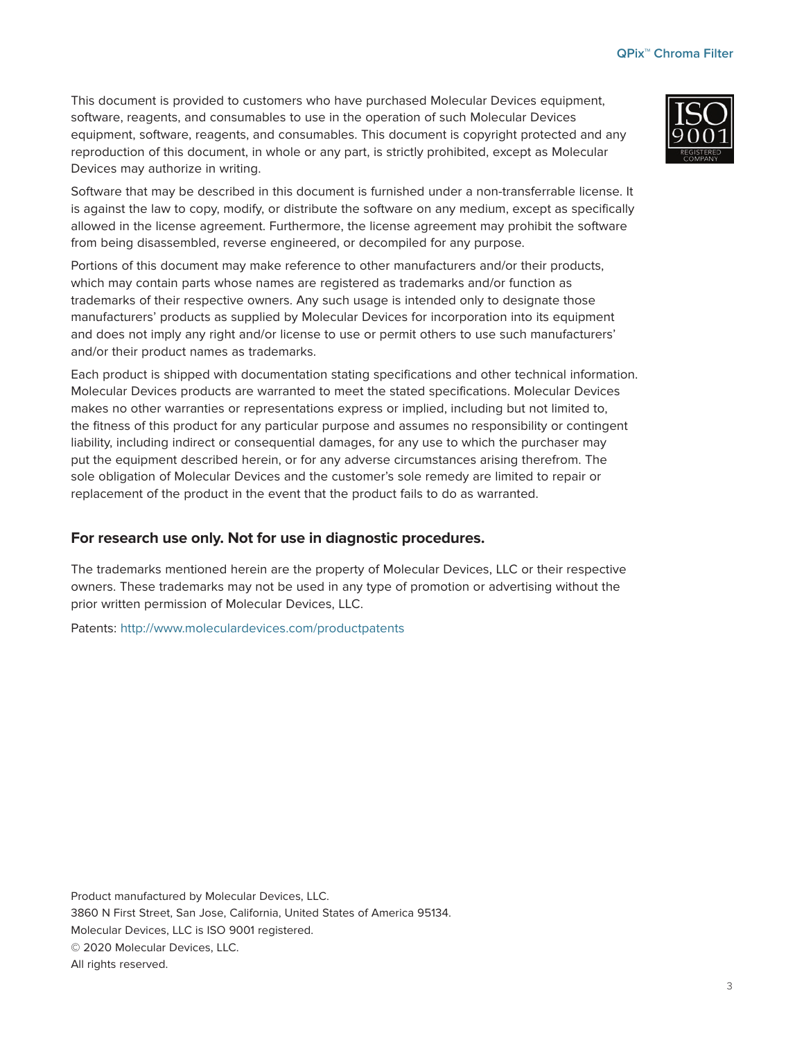This document is provided to customers who have purchased Molecular Devices equipment, software, reagents, and consumables to use in the operation of such Molecular Devices equipment, software, reagents, and consumables. This document is copyright protected and any reproduction of this document, in whole or any part, is strictly prohibited, except as Molecular Devices may authorize in writing.

Software that may be described in this document is furnished under a non-transferrable license. It is against the law to copy, modify, or distribute the software on any medium, except as specifically allowed in the license agreement. Furthermore, the license agreement may prohibit the software from being disassembled, reverse engineered, or decompiled for any purpose.

Portions of this document may make reference to other manufacturers and/or their products, which may contain parts whose names are registered as trademarks and/or function as trademarks of their respective owners. Any such usage is intended only to designate those manufacturers' products as supplied by Molecular Devices for incorporation into its equipment and does not imply any right and/or license to use or permit others to use such manufacturers' and/or their product names as trademarks.

Each product is shipped with documentation stating specifications and other technical information. Molecular Devices products are warranted to meet the stated specifications. Molecular Devices makes no other warranties or representations express or implied, including but not limited to, the fitness of this product for any particular purpose and assumes no responsibility or contingent liability, including indirect or consequential damages, for any use to which the purchaser may put the equipment described herein, or for any adverse circumstances arising therefrom. The sole obligation of Molecular Devices and the customer's sole remedy are limited to repair or replacement of the product in the event that the product fails to do as warranted.

## For research use only. Not for use in diagnostic procedures.

The trademarks mentioned herein are the property of Molecular Devices, LLC or their respective owners. These trademarks may not be used in any type of promotion or advertising without the prior written permission of Molecular Devices, LLC.

Patents: http://www.moleculardevices.com/productpatents

Product manufactured by Molecular Devices, LLC.
3860 N First Street, San Jose, California, United States of America 95134.
Molecular Devices, LLC is ISO 9001 registered.
© 2020 Molecular Devices, LLC.
All rights reserved.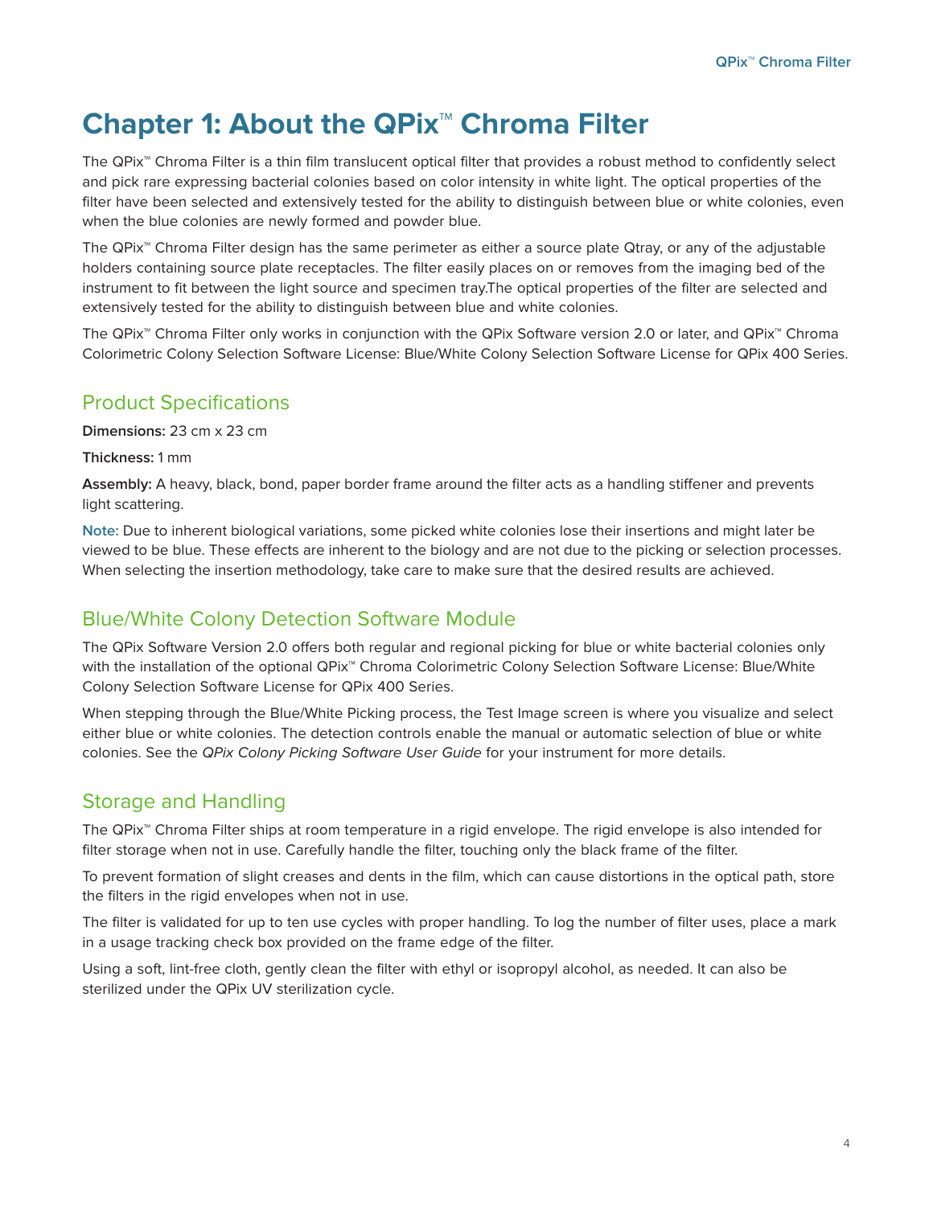# Chapter 1: About the QPix™ Chroma Filter

The QPix™ Chroma Filter is a thin film translucent optical filter that provides a robust method to confidently select and pick rare expressing bacterial colonies based on color intensity in white light. The optical properties of the filter have been selected and extensively tested for the ability to distinguish between blue or white colonies, even when the blue colonies are newly formed and powder blue.

The QPix™ Chroma Filter design has the same perimeter as either a source plate Qtray, or any of the adjustable holders containing source plate receptacles. The filter easily places on or removes from the imaging bed of the instrument to fit between the light source and specimen tray.The optical properties of the filter are selected and extensively tested for the ability to distinguish between blue and white colonies.

The QPix™ Chroma Filter only works in conjunction with the QPix Software version 2.0 or later, and QPix™ Chroma Colorimetric Colony Selection Software License: Blue/White Colony Selection Software License for QPix 400 Series.

## Product Specifications

**Dimensions:** 23 cm x 23 cm

**Thickness:** 1 mm

**Assembly:** A heavy, black, bond, paper border frame around the filter acts as a handling stiffener and prevents light scattering.

**Note:** Due to inherent biological variations, some picked white colonies lose their insertions and might later be viewed to be blue. These effects are inherent to the biology and are not due to the picking or selection processes. When selecting the insertion methodology, take care to make sure that the desired results are achieved.

## Blue/White Colony Detection Software Module

The QPix Software Version 2.0 offers both regular and regional picking for blue or white bacterial colonies only with the installation of the optional QPix™ Chroma Colorimetric Colony Selection Software License: Blue/White Colony Selection Software License for QPix 400 Series.

When stepping through the Blue/White Picking process, the Test Image screen is where you visualize and select either blue or white colonies. The detection controls enable the manual or automatic selection of blue or white colonies. See the *QPix Colony Picking Software User Guide* for your instrument for more details.

## Storage and Handling

The QPix™ Chroma Filter ships at room temperature in a rigid envelope. The rigid envelope is also intended for filter storage when not in use. Carefully handle the filter, touching only the black frame of the filter.

To prevent formation of slight creases and dents in the film, which can cause distortions in the optical path, store the filters in the rigid envelopes when not in use.

The filter is validated for up to ten use cycles with proper handling. To log the number of filter uses, place a mark in a usage tracking check box provided on the frame edge of the filter.

Using a soft, lint-free cloth, gently clean the filter with ethyl or isopropyl alcohol, as needed. It can also be sterilized under the QPix UV sterilization cycle.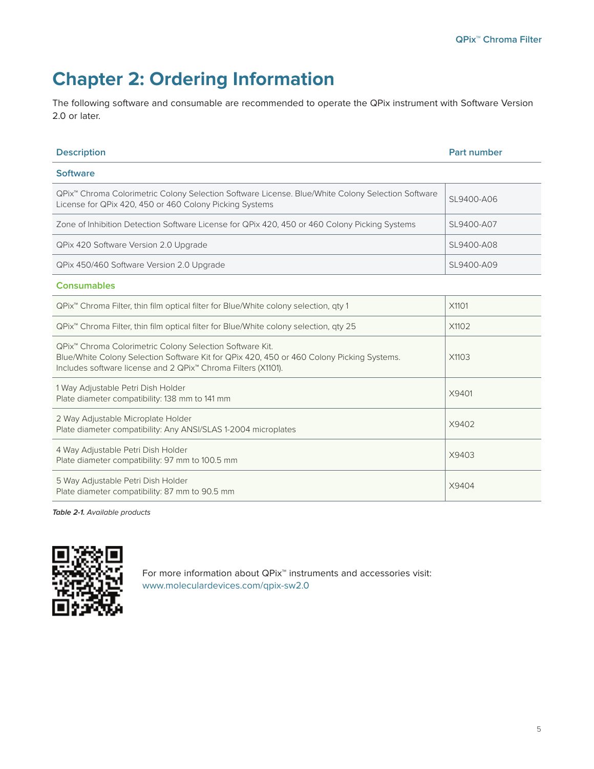# Chapter 2: Ordering Information

The following software and consumable are recommended to operate the QPix instrument with Software Version 2.0 or later.

| Description | Part number |
|---|---|
| **Software** | |
| QPix™ Chroma Colorimetric Colony Selection Software License. Blue/White Colony Selection Software License for QPix 420, 450 or 460 Colony Picking Systems | SL9400-A06 |
| Zone of Inhibition Detection Software License for QPix 420, 450 or 460 Colony Picking Systems | SL9400-A07 |
| QPix 420 Software Version 2.0 Upgrade | SL9400-A08 |
| QPix 450/460 Software Version 2.0 Upgrade | SL9400-A09 |
| **Consumables** | |
| QPix™ Chroma Filter, thin film optical filter for Blue/White colony selection, qty 1 | X1101 |
| QPix™ Chroma Filter, thin film optical filter for Blue/White colony selection, qty 25 | X1102 |
| QPix™ Chroma Colorimetric Colony Selection Software Kit. Blue/White Colony Selection Software Kit for QPix 420, 450 or 460 Colony Picking Systems. Includes software license and 2 QPix™ Chroma Filters (X1101). | X1103 |
| 1 Way Adjustable Petri Dish Holder Plate diameter compatibility: 138 mm to 141 mm | X9401 |
| 2 Way Adjustable Microplate Holder Plate diameter compatibility: Any ANSI/SLAS 1-2004 microplates | X9402 |
| 4 Way Adjustable Petri Dish Holder Plate diameter compatibility: 97 mm to 100.5 mm | X9403 |
| 5 Way Adjustable Petri Dish Holder Plate diameter compatibility: 87 mm to 90.5 mm | X9404 |

***Table 2-1.*** *Available products*

For more information about QPix™ instruments and accessories visit:
www.moleculardevices.com/qpix-sw2.0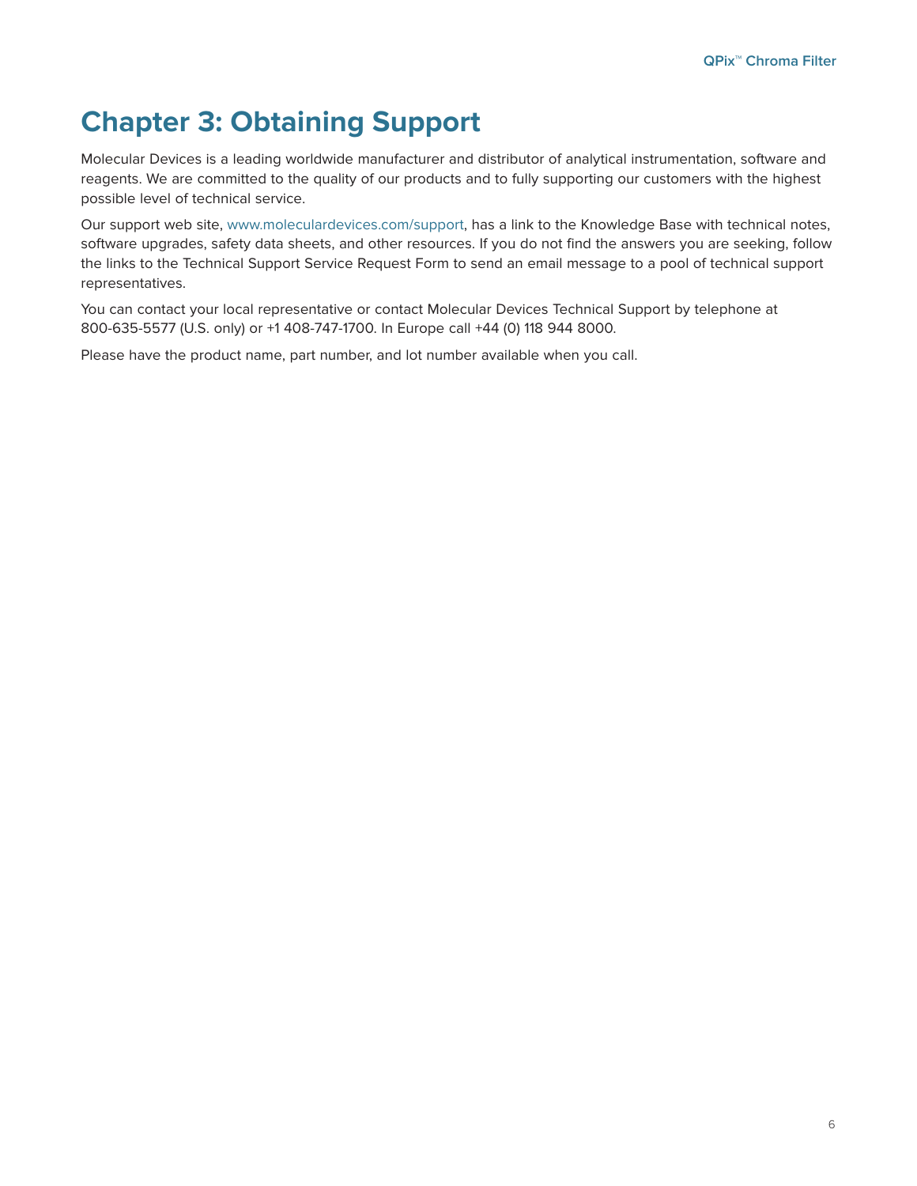# Chapter 3: Obtaining Support

Molecular Devices is a leading worldwide manufacturer and distributor of analytical instrumentation, software and reagents. We are committed to the quality of our products and to fully supporting our customers with the highest possible level of technical service.

Our support web site, www.moleculardevices.com/support, has a link to the Knowledge Base with technical notes, software upgrades, safety data sheets, and other resources. If you do not find the answers you are seeking, follow the links to the Technical Support Service Request Form to send an email message to a pool of technical support representatives.

You can contact your local representative or contact Molecular Devices Technical Support by telephone at 800-635-5577 (U.S. only) or +1 408-747-1700. In Europe call +44 (0) 118 944 8000.

Please have the product name, part number, and lot number available when you call.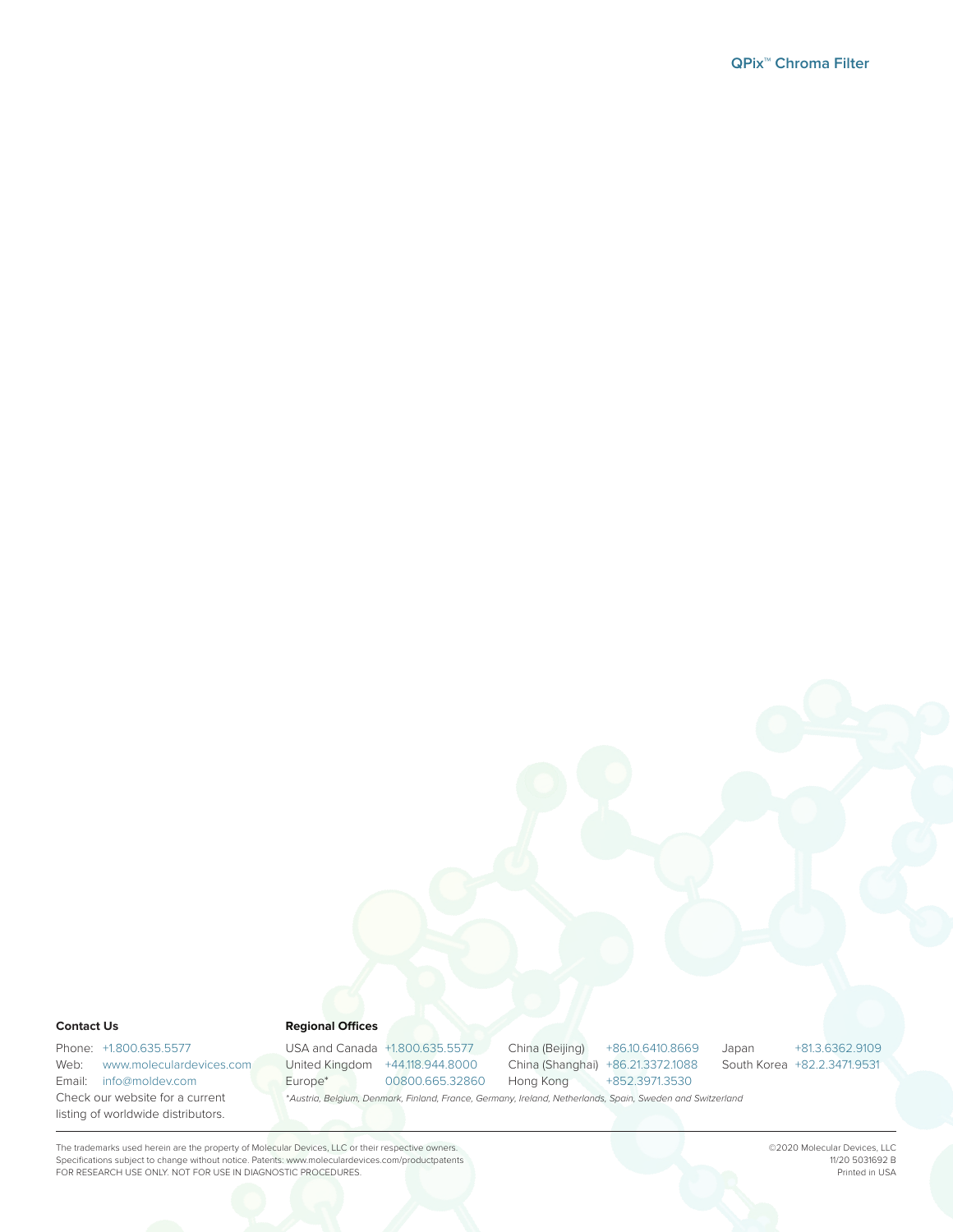**Contact Us**

Phone: +1.800.635.5577
Web: www.moleculardevices.com
Email: info@moldev.com
Check our website for a current listing of worldwide distributors.

**Regional Offices**

| | | | | | |
|---|---|---|---|---|---|
| USA and Canada | +1.800.635.5577 | China (Beijing) | +86.10.6410.8669 | Japan | +81.3.6362.9109 |
| United Kingdom | +44.118.944.8000 | China (Shanghai) | +86.21.3372.1088 | South Korea | +82.2.3471.9531 |
| Europe* | 00800.665.32860 | Hong Kong | +852.3971.3530 | | |

*\*Austria, Belgium, Denmark, Finland, France, Germany, Ireland, Netherlands, Spain, Sweden and Switzerland*

The trademarks used herein are the property of Molecular Devices, LLC or their respective owners.
Specifications subject to change without notice. Patents: www.moleculardevices.com/productpatents
FOR RESEARCH USE ONLY. NOT FOR USE IN DIAGNOSTIC PROCEDURES.

©2020 Molecular Devices, LLC
11/20 5031692 B
Printed in USA